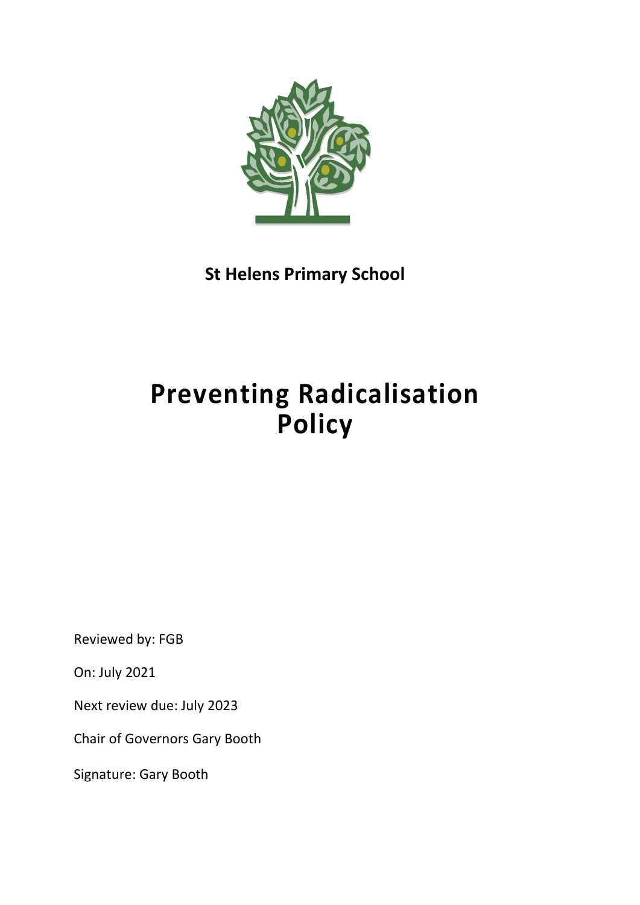**St Helens Primary School**

# Preventing Radicalisation Policy

Reviewed by: FGB

On: July 2021

Next review due: July 2023

Chair of Governors Gary Booth

Signature: Gary Booth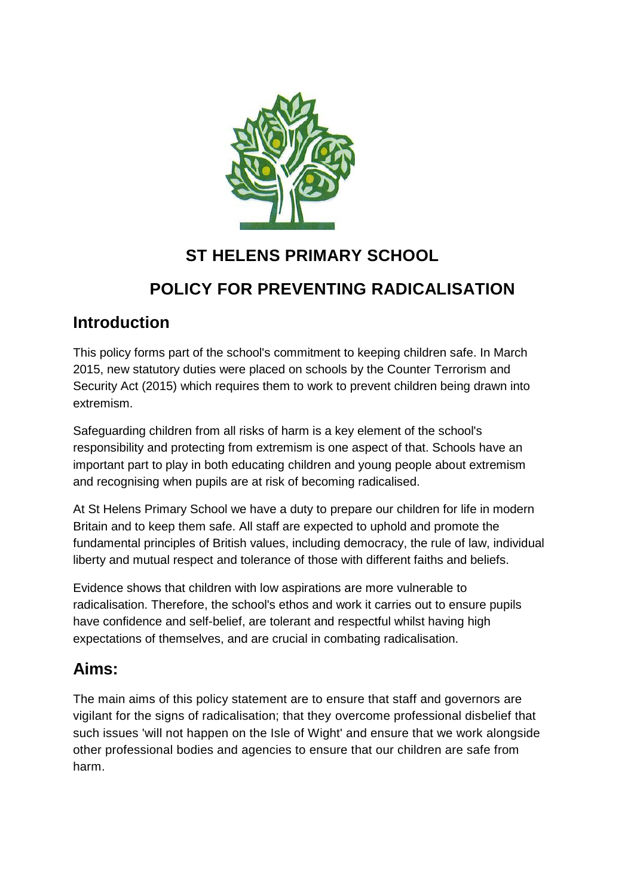# ST HELENS PRIMARY SCHOOL

# POLICY FOR PREVENTING RADICALISATION

## Introduction

This policy forms part of the school's commitment to keeping children safe. In March 2015, new statutory duties were placed on schools by the Counter Terrorism and Security Act (2015) which requires them to work to prevent children being drawn into extremism.

Safeguarding children from all risks of harm is a key element of the school's responsibility and protecting from extremism is one aspect of that. Schools have an important part to play in both educating children and young people about extremism and recognising when pupils are at risk of becoming radicalised.

At St Helens Primary School we have a duty to prepare our children for life in modern Britain and to keep them safe. All staff are expected to uphold and promote the fundamental principles of British values, including democracy, the rule of law, individual liberty and mutual respect and tolerance of those with different faiths and beliefs.

Evidence shows that children with low aspirations are more vulnerable to radicalisation. Therefore, the school's ethos and work it carries out to ensure pupils have confidence and self-belief, are tolerant and respectful whilst having high expectations of themselves, and are crucial in combating radicalisation.

## Aims:

The main aims of this policy statement are to ensure that staff and governors are vigilant for the signs of radicalisation; that they overcome professional disbelief that such issues 'will not happen on the Isle of Wight' and ensure that we work alongside other professional bodies and agencies to ensure that our children are safe from harm.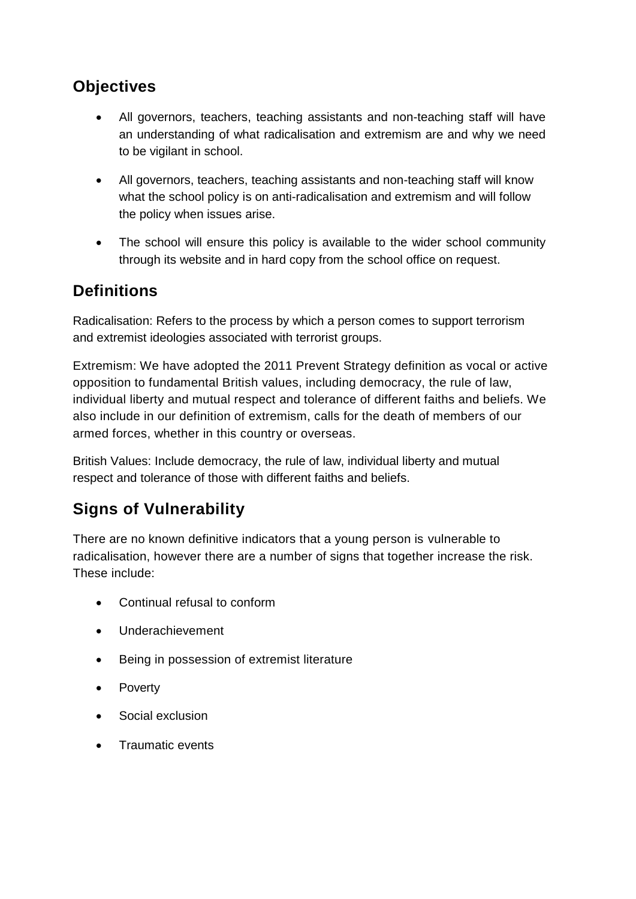## Objectives

- All governors, teachers, teaching assistants and non-teaching staff will have an understanding of what radicalisation and extremism are and why we need to be vigilant in school.
- All governors, teachers, teaching assistants and non-teaching staff will know what the school policy is on anti-radicalisation and extremism and will follow the policy when issues arise.
- The school will ensure this policy is available to the wider school community through its website and in hard copy from the school office on request.

## Definitions

Radicalisation: Refers to the process by which a person comes to support terrorism and extremist ideologies associated with terrorist groups.

Extremism: We have adopted the 2011 Prevent Strategy definition as vocal or active opposition to fundamental British values, including democracy, the rule of law, individual liberty and mutual respect and tolerance of different faiths and beliefs. We also include in our definition of extremism, calls for the death of members of our armed forces, whether in this country or overseas.

British Values: Include democracy, the rule of law, individual liberty and mutual respect and tolerance of those with different faiths and beliefs.

## Signs of Vulnerability

There are no known definitive indicators that a young person is vulnerable to radicalisation, however there are a number of signs that together increase the risk. These include:

- Continual refusal to conform
- Underachievement
- Being in possession of extremist literature
- Poverty
- Social exclusion
- Traumatic events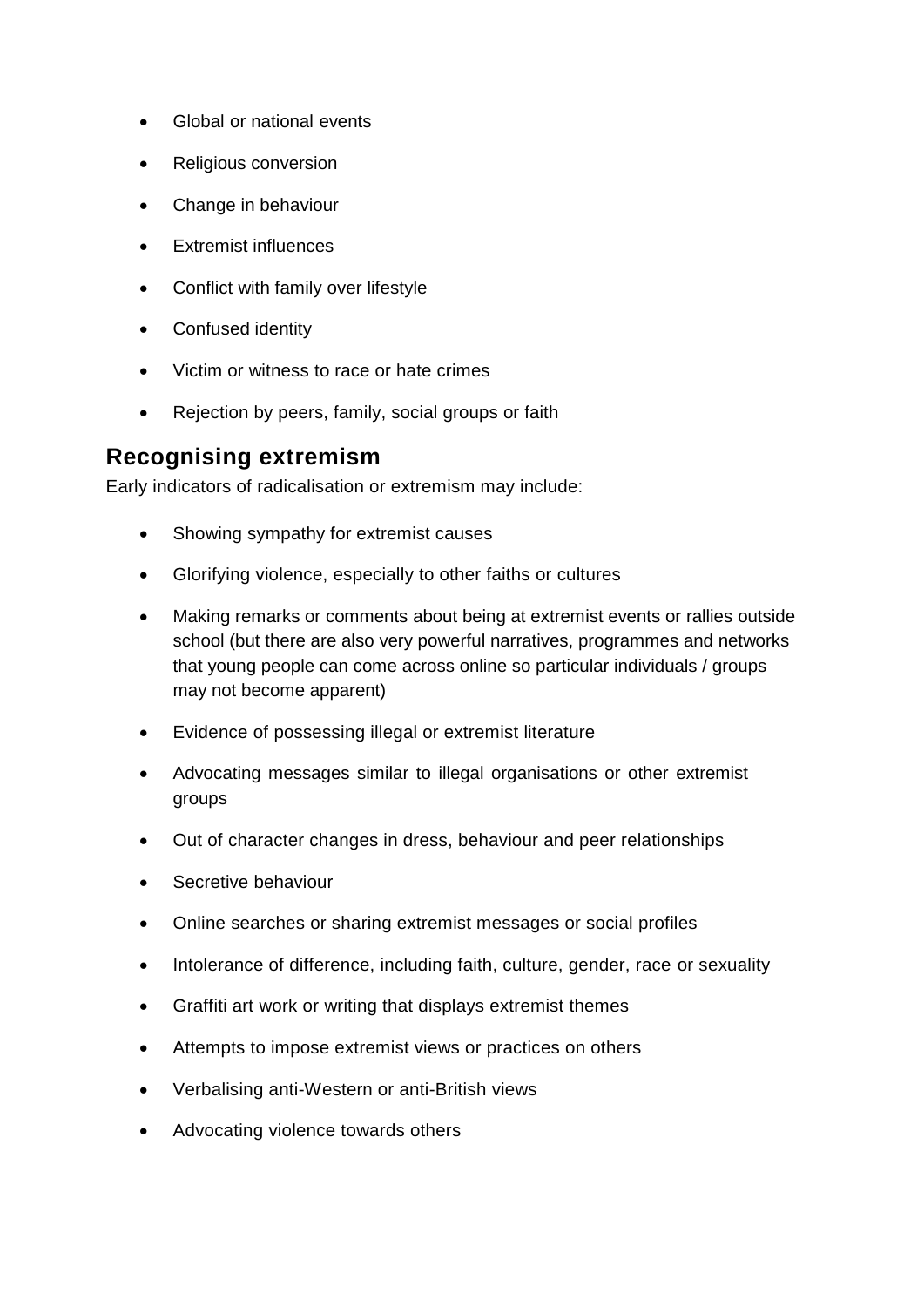- Global or national events
- Religious conversion
- Change in behaviour
- Extremist influences
- Conflict with family over lifestyle
- Confused identity
- Victim or witness to race or hate crimes
- Rejection by peers, family, social groups or faith

## Recognising extremism

Early indicators of radicalisation or extremism may include:

- Showing sympathy for extremist causes
- Glorifying violence, especially to other faiths or cultures
- Making remarks or comments about being at extremist events or rallies outside school (but there are also very powerful narratives, programmes and networks that young people can come across online so particular individuals / groups may not become apparent)
- Evidence of possessing illegal or extremist literature
- Advocating messages similar to illegal organisations or other extremist groups
- Out of character changes in dress, behaviour and peer relationships
- Secretive behaviour
- Online searches or sharing extremist messages or social profiles
- Intolerance of difference, including faith, culture, gender, race or sexuality
- Graffiti art work or writing that displays extremist themes
- Attempts to impose extremist views or practices on others
- Verbalising anti-Western or anti-British views
- Advocating violence towards others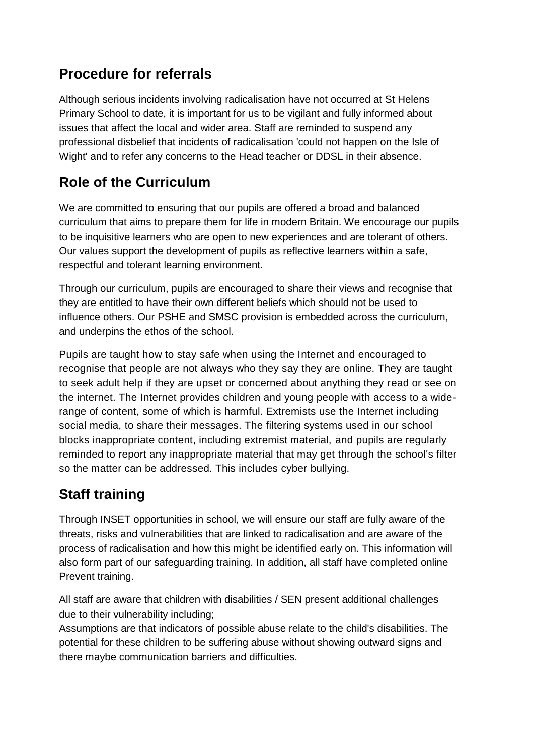## Procedure for referrals

Although serious incidents involving radicalisation have not occurred at St Helens Primary School to date, it is important for us to be vigilant and fully informed about issues that affect the local and wider area. Staff are reminded to suspend any professional disbelief that incidents of radicalisation 'could not happen on the Isle of Wight' and to refer any concerns to the Head teacher or DDSL in their absence.

## Role of the Curriculum

We are committed to ensuring that our pupils are offered a broad and balanced curriculum that aims to prepare them for life in modern Britain. We encourage our pupils to be inquisitive learners who are open to new experiences and are tolerant of others. Our values support the development of pupils as reflective learners within a safe, respectful and tolerant learning environment.

Through our curriculum, pupils are encouraged to share their views and recognise that they are entitled to have their own different beliefs which should not be used to influence others. Our PSHE and SMSC provision is embedded across the curriculum, and underpins the ethos of the school.

Pupils are taught how to stay safe when using the Internet and encouraged to recognise that people are not always who they say they are online. They are taught to seek adult help if they are upset or concerned about anything they read or see on the internet. The Internet provides children and young people with access to a wide-range of content, some of which is harmful. Extremists use the Internet including social media, to share their messages. The filtering systems used in our school blocks inappropriate content, including extremist material, and pupils are regularly reminded to report any inappropriate material that may get through the school's filter so the matter can be addressed. This includes cyber bullying.

## Staff training

Through INSET opportunities in school, we will ensure our staff are fully aware of the threats, risks and vulnerabilities that are linked to radicalisation and are aware of the process of radicalisation and how this might be identified early on. This information will also form part of our safeguarding training. In addition, all staff have completed online Prevent training.

All staff are aware that children with disabilities / SEN present additional challenges due to their vulnerability including;
Assumptions are that indicators of possible abuse relate to the child's disabilities. The potential for these children to be suffering abuse without showing outward signs and there maybe communication barriers and difficulties.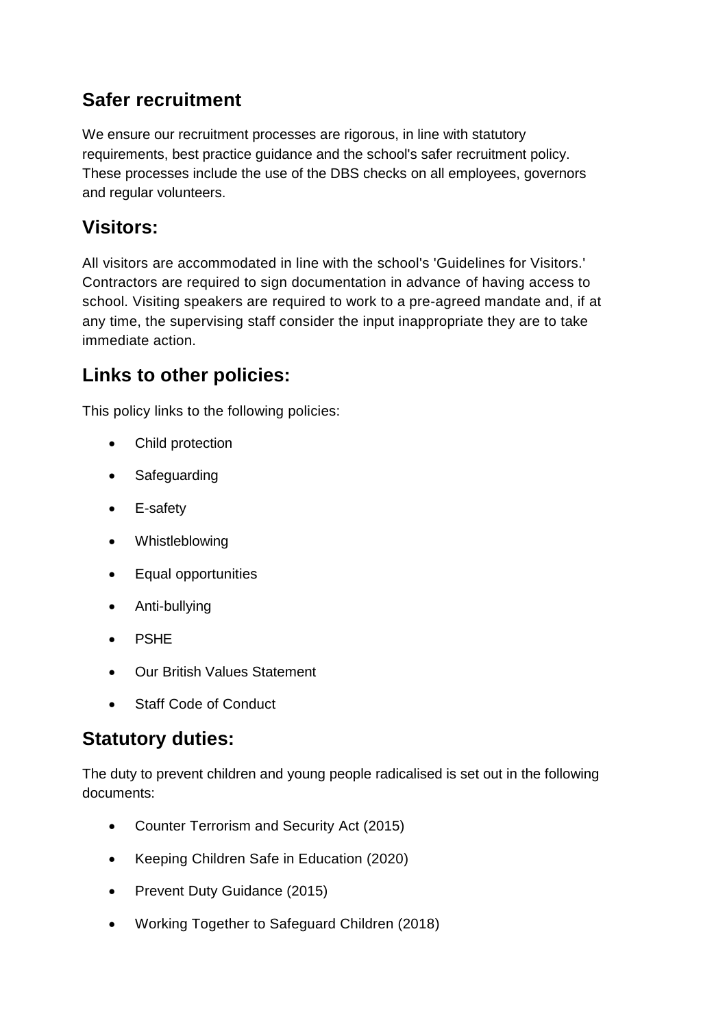## Safer recruitment

We ensure our recruitment processes are rigorous, in line with statutory requirements, best practice guidance and the school's safer recruitment policy. These processes include the use of the DBS checks on all employees, governors and regular volunteers.

## Visitors:

All visitors are accommodated in line with the school's 'Guidelines for Visitors.' Contractors are required to sign documentation in advance of having access to school. Visiting speakers are required to work to a pre-agreed mandate and, if at any time, the supervising staff consider the input inappropriate they are to take immediate action.

## Links to other policies:

This policy links to the following policies:

- Child protection
- Safeguarding
- E-safety
- Whistleblowing
- Equal opportunities
- Anti-bullying
- PSHE
- Our British Values Statement
- Staff Code of Conduct

## Statutory duties:

The duty to prevent children and young people radicalised is set out in the following documents:

- Counter Terrorism and Security Act (2015)
- Keeping Children Safe in Education (2020)
- Prevent Duty Guidance (2015)
- Working Together to Safeguard Children (2018)